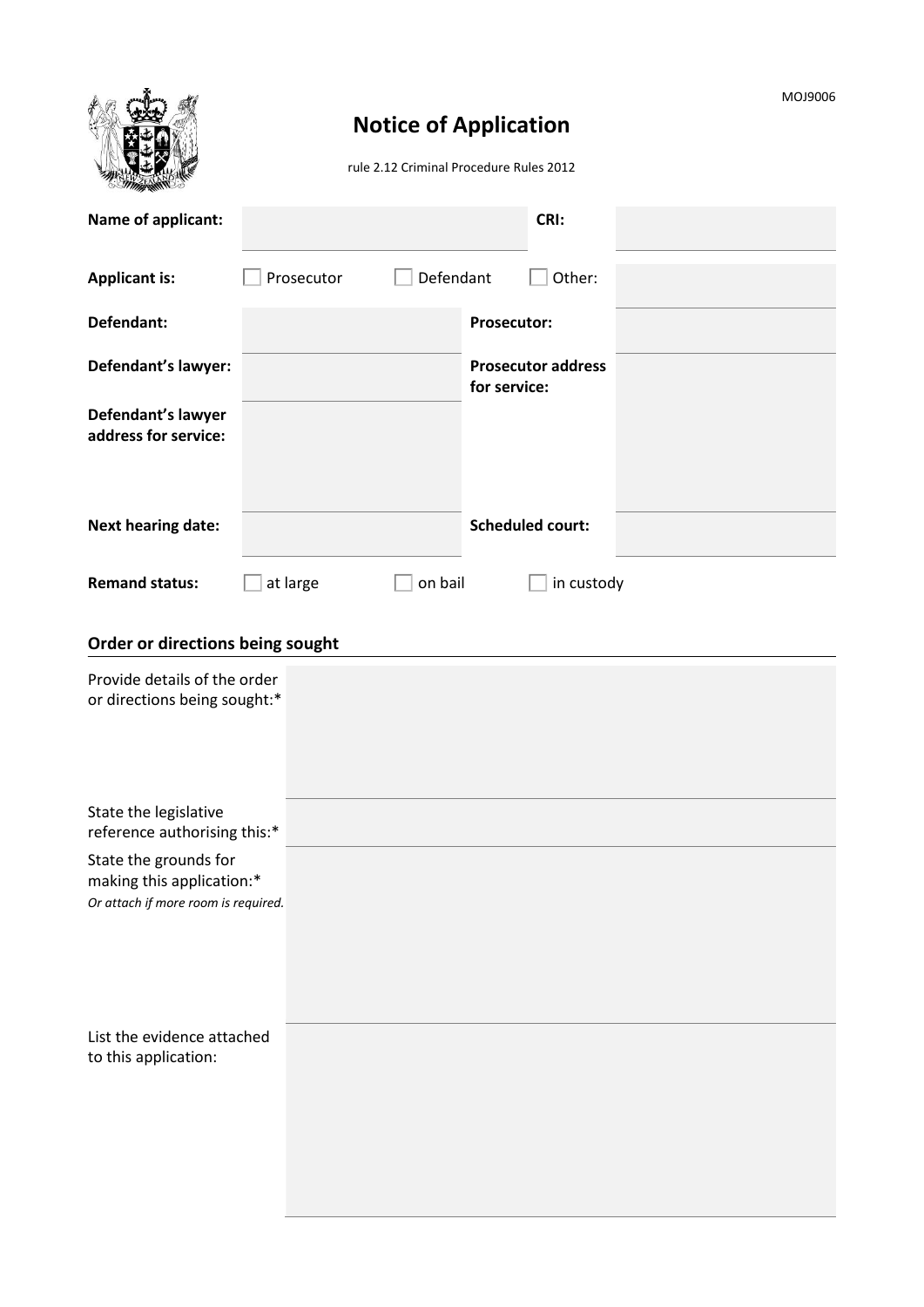MOJ9006

# Notice of Application

rule 2.12 Criminal Procedure Rules 2012

| | | | |
|---|---|---|---|
| **Name of applicant:** | | **CRI:** | |
| **Applicant is:** | ☐ Prosecutor ☐ Defendant | ☐ Other: | |
| **Defendant:** | | **Prosecutor:** | |
| **Defendant's lawyer:** | | **Prosecutor address for service:** | |
| **Defendant's lawyer address for service:** | | | |
| **Next hearing date:** | | **Scheduled court:** | |
| **Remand status:** | ☐ at large ☐ on bail | ☐ in custody | |

## Order or directions being sought

| | |
|---|---|
| Provide details of the order or directions being sought:* | |
| State the legislative reference authorising this:* | |
| State the grounds for making this application:* *Or attach if more room is required.* | |
| List the evidence attached to this application: | |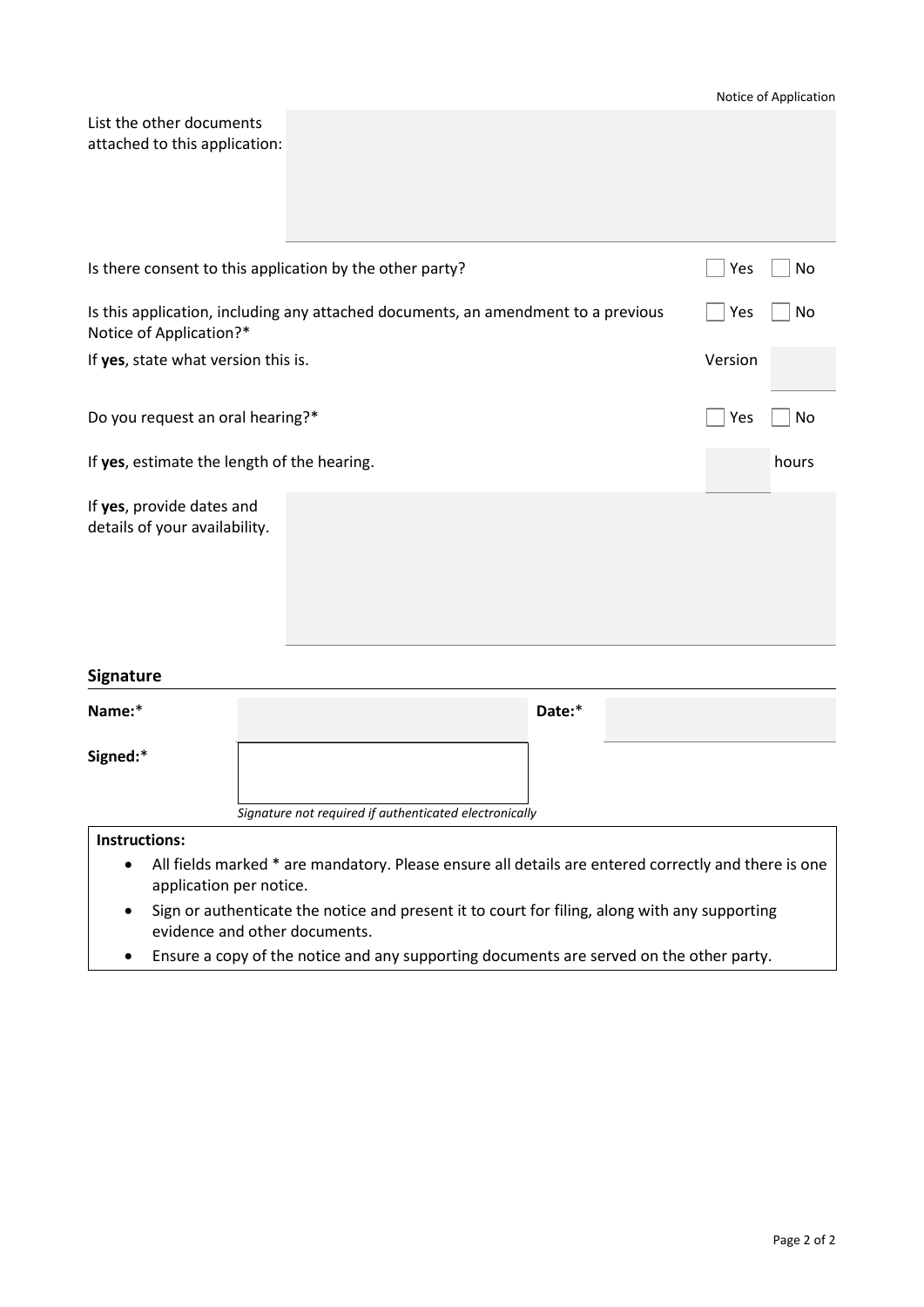List the other documents attached to this application:

Is there consent to this application by the other party? ☐ Yes ☐ No

Is this application, including any attached documents, an amendment to a previous Notice of Application?* ☐ Yes ☐ No

If **yes**, state what version this is. Version

Do you request an oral hearing?* ☐ Yes ☐ No

If **yes**, estimate the length of the hearing. hours

If **yes**, provide dates and details of your availability.

## Signature

| | | | |
|---|---|---|---|
| **Name:*** | | **Date:*** | |
| **Signed:*** | | | |

*Signature not required if authenticated electronically*

**Instructions:**

- All fields marked * are mandatory. Please ensure all details are entered correctly and there is one application per notice.
- Sign or authenticate the notice and present it to court for filing, along with any supporting evidence and other documents.
- Ensure a copy of the notice and any supporting documents are served on the other party.